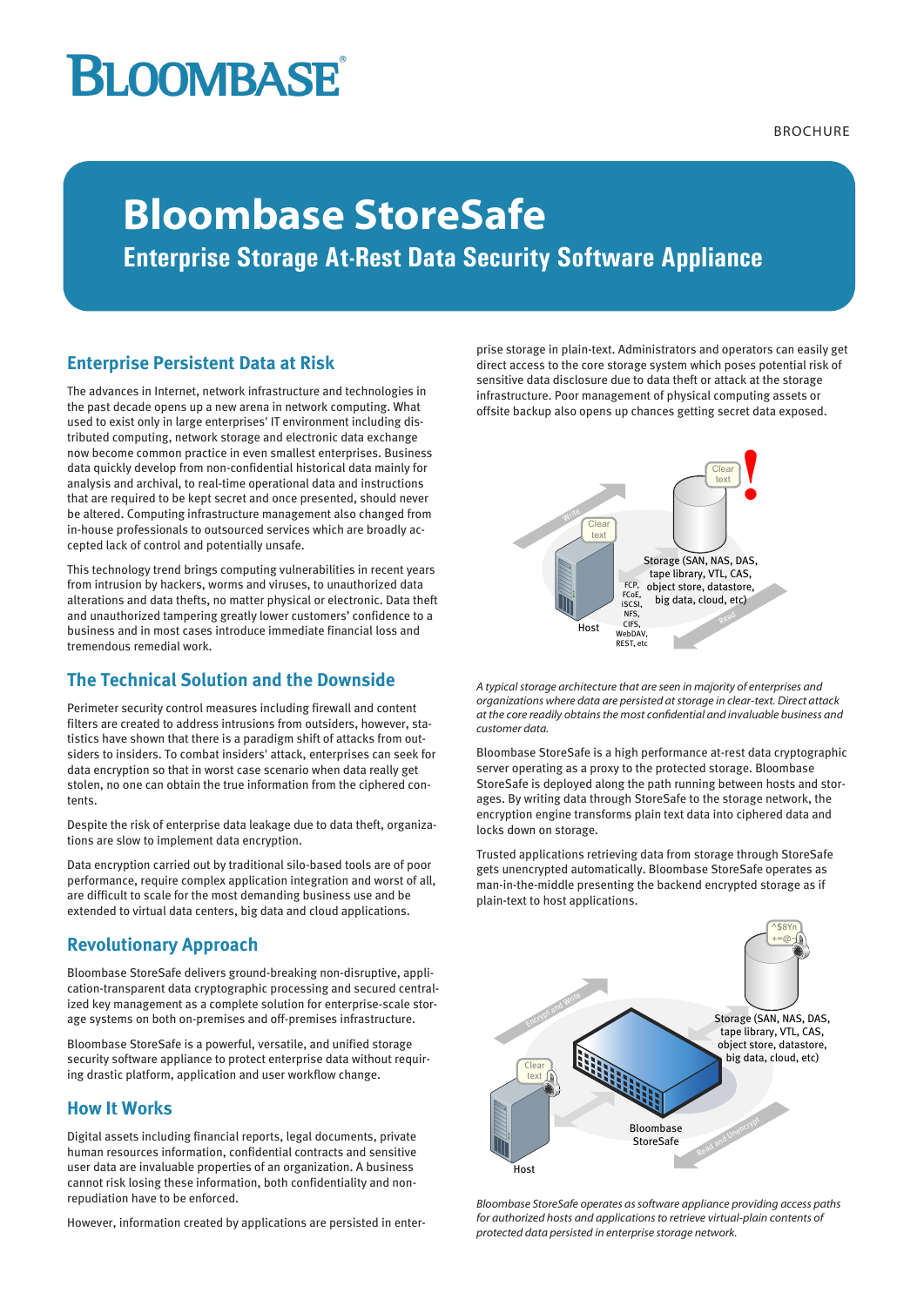# Bloombase StoreSafe

## Enterprise Storage At-Rest Data Security Software Appliance

### Enterprise Persistent Data at Risk

The advances in Internet, network infrastructure and technologies in the past decade opens up a new arena in network computing. What used to exist only in large enterprises' IT environment including distributed computing, network storage and electronic data exchange now become common practice in even smallest enterprises. Business data quickly develop from non-confidential historical data mainly for analysis and archival, to real-time operational data and instructions that are required to be kept secret and once presented, should never be altered. Computing infrastructure management also changed from in-house professionals to outsourced services which are broadly accepted lack of control and potentially unsafe.

This technology trend brings computing vulnerabilities in recent years from intrusion by hackers, worms and viruses, to unauthorized data alterations and data thefts, no matter physical or electronic. Data theft and unauthorized tampering greatly lower customers' confidence to a business and in most cases introduce immediate financial loss and tremendous remedial work.

### The Technical Solution and the Downside

Perimeter security control measures including firewall and content filters are created to address intrusions from outsiders, however, statistics have shown that there is a paradigm shift of attacks from outsiders to insiders. To combat insiders' attack, enterprises can seek for data encryption so that in worst case scenario when data really get stolen, no one can obtain the true information from the ciphered contents.

Despite the risk of enterprise data leakage due to data theft, organizations are slow to implement data encryption.

Data encryption carried out by traditional silo-based tools are of poor performance, require complex application integration and worst of all, are difficult to scale for the most demanding business use and be extended to virtual data centers, big data and cloud applications.

### Revolutionary Approach

Bloombase StoreSafe delivers ground-breaking non-disruptive, application-transparent data cryptographic processing and secured centralized key management as a complete solution for enterprise-scale storage systems on both on-premises and off-premises infrastructure.

Bloombase StoreSafe is a powerful, versatile, and unified storage security software appliance to protect enterprise data without requiring drastic platform, application and user workflow change.

### How It Works

Digital assets including financial reports, legal documents, private human resources information, confidential contracts and sensitive user data are invaluable properties of an organization. A business cannot risk losing these information, both confidentiality and non-repudiation have to be enforced.

However, information created by applications are persisted in enterprise storage in plain-text. Administrators and operators can easily get direct access to the core storage system which poses potential risk of sensitive data disclosure due to data theft or attack at the storage infrastructure. Poor management of physical computing assets or offsite backup also opens up chances getting secret data exposed.

*A typical storage architecture that are seen in majority of enterprises and organizations where data are persisted at storage in clear-text. Direct attack at the core readily obtains the most confidential and invaluable business and customer data.*

Bloombase StoreSafe is a high performance at-rest data cryptographic server operating as a proxy to the protected storage. Bloombase StoreSafe is deployed along the path running between hosts and storages. By writing data through StoreSafe to the storage network, the encryption engine transforms plain text data into ciphered data and locks down on storage.

Trusted applications retrieving data from storage through StoreSafe gets unencrypted automatically. Bloombase StoreSafe operates as man-in-the-middle presenting the backend encrypted storage as if plain-text to host applications.

*Bloombase StoreSafe operates as software appliance providing access paths for authorized hosts and applications to retrieve virtual-plain contents of protected data persisted in enterprise storage network.*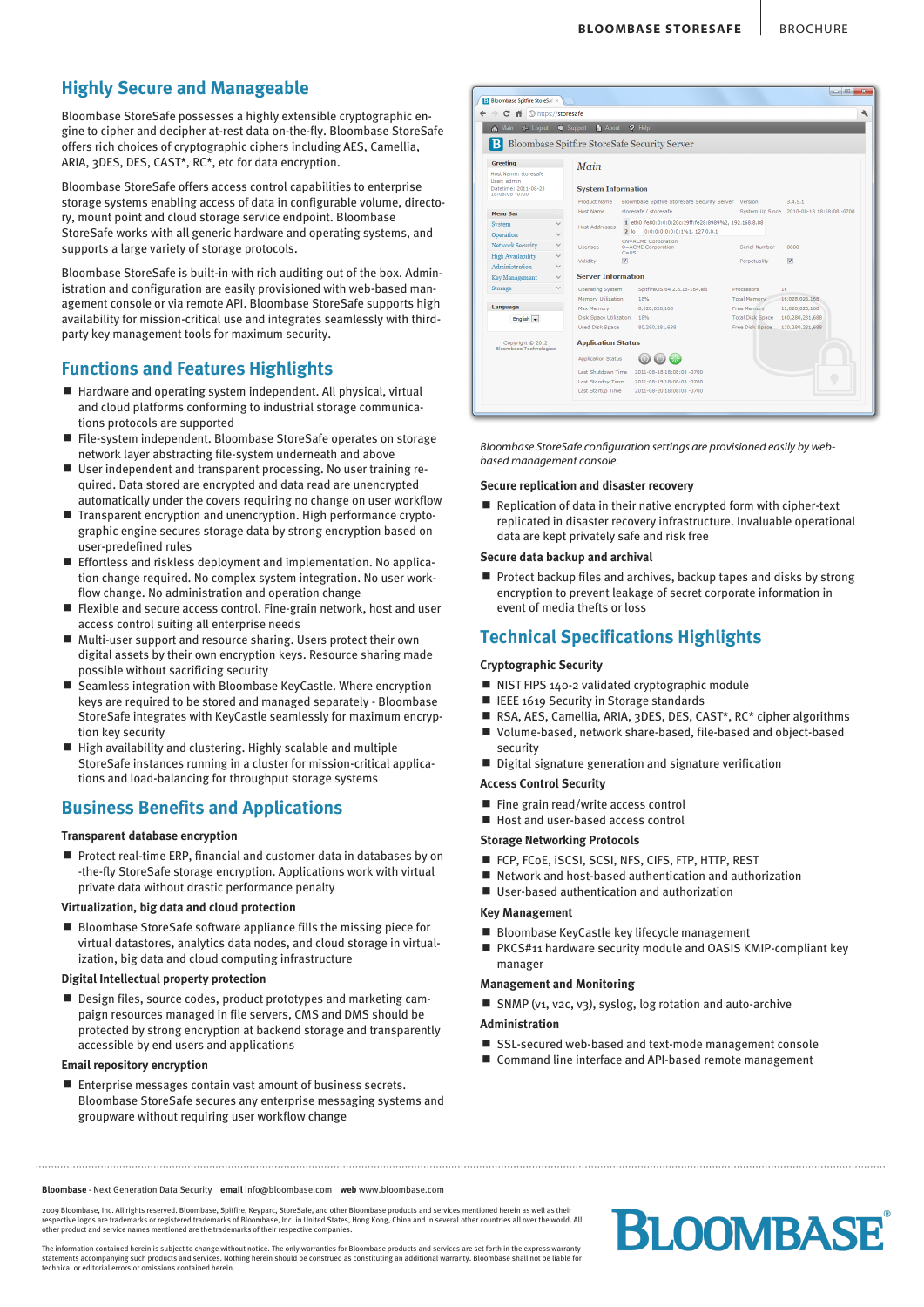## Highly Secure and Manageable

Bloombase StoreSafe possesses a highly extensible cryptographic engine to cipher and decipher at-rest data on-the-fly. Bloombase StoreSafe offers rich choices of cryptographic ciphers including AES, Camellia, ARIA, 3DES, DES, CAST*, RC*, etc for data encryption.

Bloombase StoreSafe offers access control capabilities to enterprise storage systems enabling access of data in configurable volume, directory, mount point and cloud storage service endpoint. Bloombase StoreSafe works with all generic hardware and operating systems, and supports a large variety of storage protocols.

Bloombase StoreSafe is built-in with rich auditing out of the box. Administration and configuration are easily provisioned with web-based management console or via remote API. Bloombase StoreSafe supports high availability for mission-critical use and integrates seamlessly with third-party key management tools for maximum security.

## Functions and Features Highlights

- Hardware and operating system independent. All physical, virtual and cloud platforms conforming to industrial storage communications protocols are supported
- File-system independent. Bloombase StoreSafe operates on storage network layer abstracting file-system underneath and above
- User independent and transparent processing. No user training required. Data stored are encrypted and data read are unencrypted automatically under the covers requiring no change on user workflow
- Transparent encryption and unencryption. High performance cryptographic engine secures storage data by strong encryption based on user-predefined rules
- Effortless and riskless deployment and implementation. No application change required. No complex system integration. No user workflow change. No administration and operation change
- Flexible and secure access control. Fine-grain network, host and user access control suiting all enterprise needs
- Multi-user support and resource sharing. Users protect their own digital assets by their own encryption keys. Resource sharing made possible without sacrificing security
- Seamless integration with Bloombase KeyCastle. Where encryption keys are required to be stored and managed separately - Bloombase StoreSafe integrates with KeyCastle seamlessly for maximum encryption key security
- High availability and clustering. Highly scalable and multiple StoreSafe instances running in a cluster for mission-critical applications and load-balancing for throughput storage systems

## Business Benefits and Applications

### Transparent database encryption

- Protect real-time ERP, financial and customer data in databases by on-the-fly StoreSafe storage encryption. Applications work with virtual private data without drastic performance penalty

### Virtualization, big data and cloud protection

- Bloombase StoreSafe software appliance fills the missing piece for virtual datastores, analytics data nodes, and cloud storage in virtualization, big data and cloud computing infrastructure

### Digital Intellectual property protection

- Design files, source codes, product prototypes and marketing campaign resources managed in file servers, CMS and DMS should be protected by strong encryption at backend storage and transparently accessible by end users and applications

### Email repository encryption

- Enterprise messages contain vast amount of business secrets. Bloombase StoreSafe secures any enterprise messaging systems and groupware without requiring user workflow change

*Bloombase StoreSafe configuration settings are provisioned easily by web-based management console.*

### Secure replication and disaster recovery

- Replication of data in their native encrypted form with cipher-text replicated in disaster recovery infrastructure. Invaluable operational data are kept privately safe and risk free

### Secure data backup and archival

- Protect backup files and archives, backup tapes and disks by strong encryption to prevent leakage of secret corporate information in event of media thefts or loss

## Technical Specifications Highlights

### Cryptographic Security

- NIST FIPS 140-2 validated cryptographic module
- IEEE 1619 Security in Storage standards
- RSA, AES, Camellia, ARIA, 3DES, DES, CAST*, RC* cipher algorithms
- Volume-based, network share-based, file-based and object-based security
- Digital signature generation and signature verification

### Access Control Security

- Fine grain read/write access control
- Host and user-based access control

### Storage Networking Protocols

- FCP, FCoE, iSCSI, SCSI, NFS, CIFS, FTP, HTTP, REST
- Network and host-based authentication and authorization
- User-based authentication and authorization

### Key Management

- Bloombase KeyCastle key lifecycle management
- PKCS#11 hardware security module and OASIS KMIP-compliant key manager

### Management and Monitoring

- SNMP (v1, v2c, v3), syslog, log rotation and auto-archive

### Administration

- SSL-secured web-based and text-mode management console
- Command line interface and API-based remote management

**Bloombase** - Next Generation Data Security **email** info@bloombase.com **web** www.bloombase.com

2009 Bloombase, Inc. All rights reserved. Bloombase, Spitfire, Keyparc, StoreSafe, and other Bloombase products and services mentioned herein as well as their respective logos are trademarks or registered trademarks of Bloombase, Inc. in United States, Hong Kong, China and in several other countries all over the world. All other product and service names mentioned are the trademarks of their respective companies.

The information contained herein is subject to change without notice. The only warranties for Bloombase products and services are set forth in the express warranty statements accompanying such products and services. Nothing herein should be construed as constituting an additional warranty. Bloombase shall not be liable for technical or editorial errors or omissions contained herein.